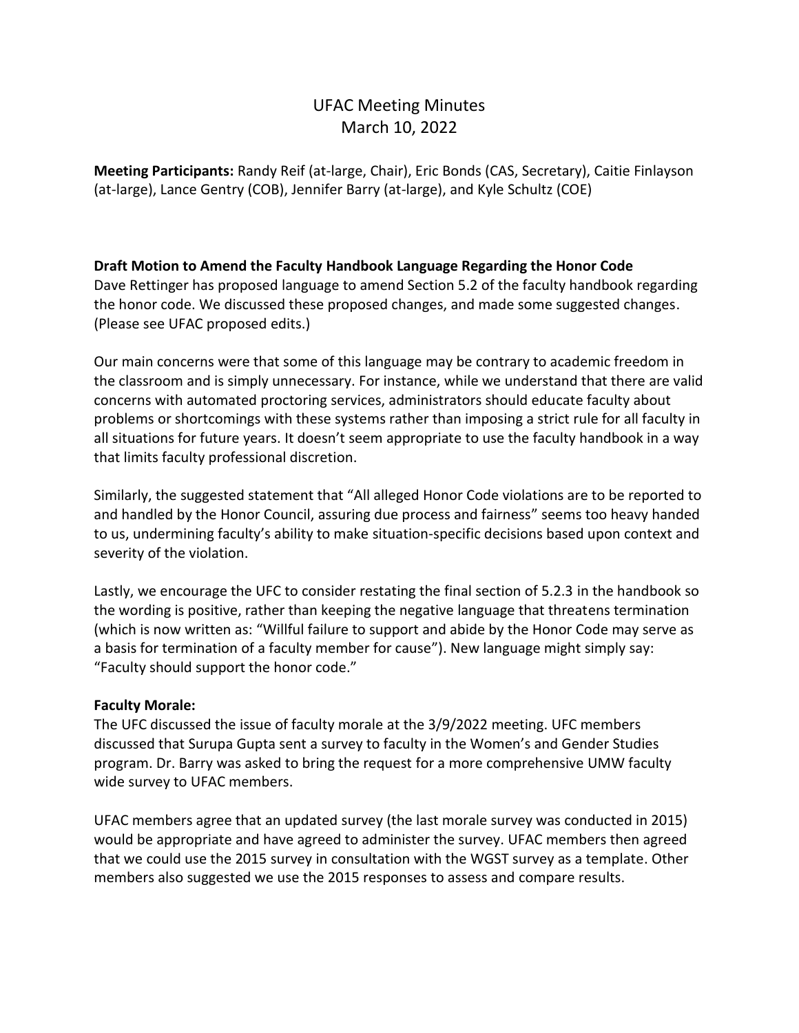# UFAC Meeting Minutes
## March 10, 2022

**Meeting Participants:** Randy Reif (at-large, Chair), Eric Bonds (CAS, Secretary), Caitie Finlayson (at-large), Lance Gentry (COB), Jennifer Barry (at-large), and Kyle Schultz (COE)

**Draft Motion to Amend the Faculty Handbook Language Regarding the Honor Code**

Dave Rettinger has proposed language to amend Section 5.2 of the faculty handbook regarding the honor code. We discussed these proposed changes, and made some suggested changes. (Please see UFAC proposed edits.)

Our main concerns were that some of this language may be contrary to academic freedom in the classroom and is simply unnecessary. For instance, while we understand that there are valid concerns with automated proctoring services, administrators should educate faculty about problems or shortcomings with these systems rather than imposing a strict rule for all faculty in all situations for future years. It doesn't seem appropriate to use the faculty handbook in a way that limits faculty professional discretion.

Similarly, the suggested statement that "All alleged Honor Code violations are to be reported to and handled by the Honor Council, assuring due process and fairness" seems too heavy handed to us, undermining faculty's ability to make situation-specific decisions based upon context and severity of the violation.

Lastly, we encourage the UFC to consider restating the final section of 5.2.3 in the handbook so the wording is positive, rather than keeping the negative language that threatens termination (which is now written as: "Willful failure to support and abide by the Honor Code may serve as a basis for termination of a faculty member for cause"). New language might simply say: "Faculty should support the honor code."

**Faculty Morale:**

The UFC discussed the issue of faculty morale at the 3/9/2022 meeting. UFC members discussed that Surupa Gupta sent a survey to faculty in the Women's and Gender Studies program. Dr. Barry was asked to bring the request for a more comprehensive UMW faculty wide survey to UFAC members.

UFAC members agree that an updated survey (the last morale survey was conducted in 2015) would be appropriate and have agreed to administer the survey. UFAC members then agreed that we could use the 2015 survey in consultation with the WGST survey as a template. Other members also suggested we use the 2015 responses to assess and compare results.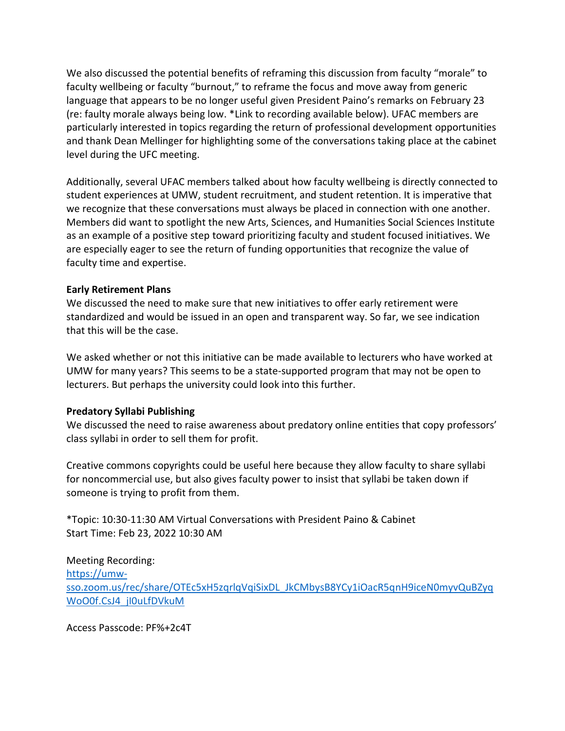We also discussed the potential benefits of reframing this discussion from faculty "morale" to faculty wellbeing or faculty "burnout," to reframe the focus and move away from generic language that appears to be no longer useful given President Paino's remarks on February 23 (re: faulty morale always being low. *Link to recording available below). UFAC members are particularly interested in topics regarding the return of professional development opportunities and thank Dean Mellinger for highlighting some of the conversations taking place at the cabinet level during the UFC meeting.

Additionally, several UFAC members talked about how faculty wellbeing is directly connected to student experiences at UMW, student recruitment, and student retention. It is imperative that we recognize that these conversations must always be placed in connection with one another. Members did want to spotlight the new Arts, Sciences, and Humanities Social Sciences Institute as an example of a positive step toward prioritizing faculty and student focused initiatives. We are especially eager to see the return of funding opportunities that recognize the value of faculty time and expertise.

**Early Retirement Plans**

We discussed the need to make sure that new initiatives to offer early retirement were standardized and would be issued in an open and transparent way. So far, we see indication that this will be the case.

We asked whether or not this initiative can be made available to lecturers who have worked at UMW for many years? This seems to be a state-supported program that may not be open to lecturers. But perhaps the university could look into this further.

**Predatory Syllabi Publishing**

We discussed the need to raise awareness about predatory online entities that copy professors' class syllabi in order to sell them for profit.

Creative commons copyrights could be useful here because they allow faculty to share syllabi for noncommercial use, but also gives faculty power to insist that syllabi be taken down if someone is trying to profit from them.

*Topic: 10:30-11:30 AM Virtual Conversations with President Paino & Cabinet
Start Time: Feb 23, 2022 10:30 AM

Meeting Recording:
https://umw-sso.zoom.us/rec/share/OTEc5xH5zqrlqVqiSixDL_JkCMbysB8YCy1iOacR5qnH9iceN0myvQuBZyqWoO0f.CsJ4_jI0uLfDVkuM

Access Passcode: PF%+2c4T